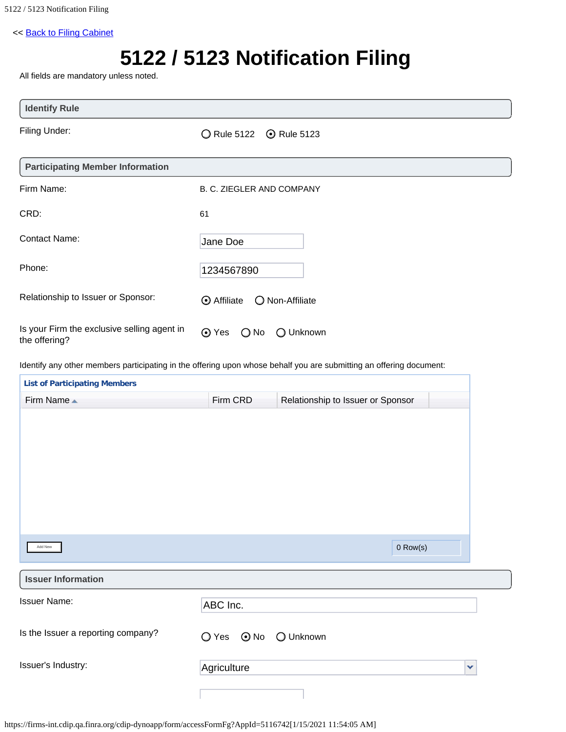<< Back to Filing Cabinet

# 5122 / 5123 Notification Filing

All fields are mandatory unless noted.

## Identify Rule

Filing Under: ○ Rule 5122 ⦿ Rule 5123

## Participating Member Information

Firm Name: B. C. ZIEGLER AND COMPANY

CRD: 61

Contact Name: Jane Doe

Phone: 1234567890

Relationship to Issuer or Sponsor: ⦿ Affiliate ○ Non-Affiliate

Is your Firm the exclusive selling agent in the offering? ⦿ Yes ○ No ○ Unknown

Identify any other members participating in the offering upon whose behalf you are submitting an offering document:

**List of Participating Members**

| Firm Name ▲ | Firm CRD | Relationship to Issuer or Sponsor |
|---|---|---|

Add New

0 Row(s)

## Issuer Information

Issuer Name: ABC Inc.

Is the Issuer a reporting company? ○ Yes ⦿ No ○ Unknown

Issuer's Industry: Agriculture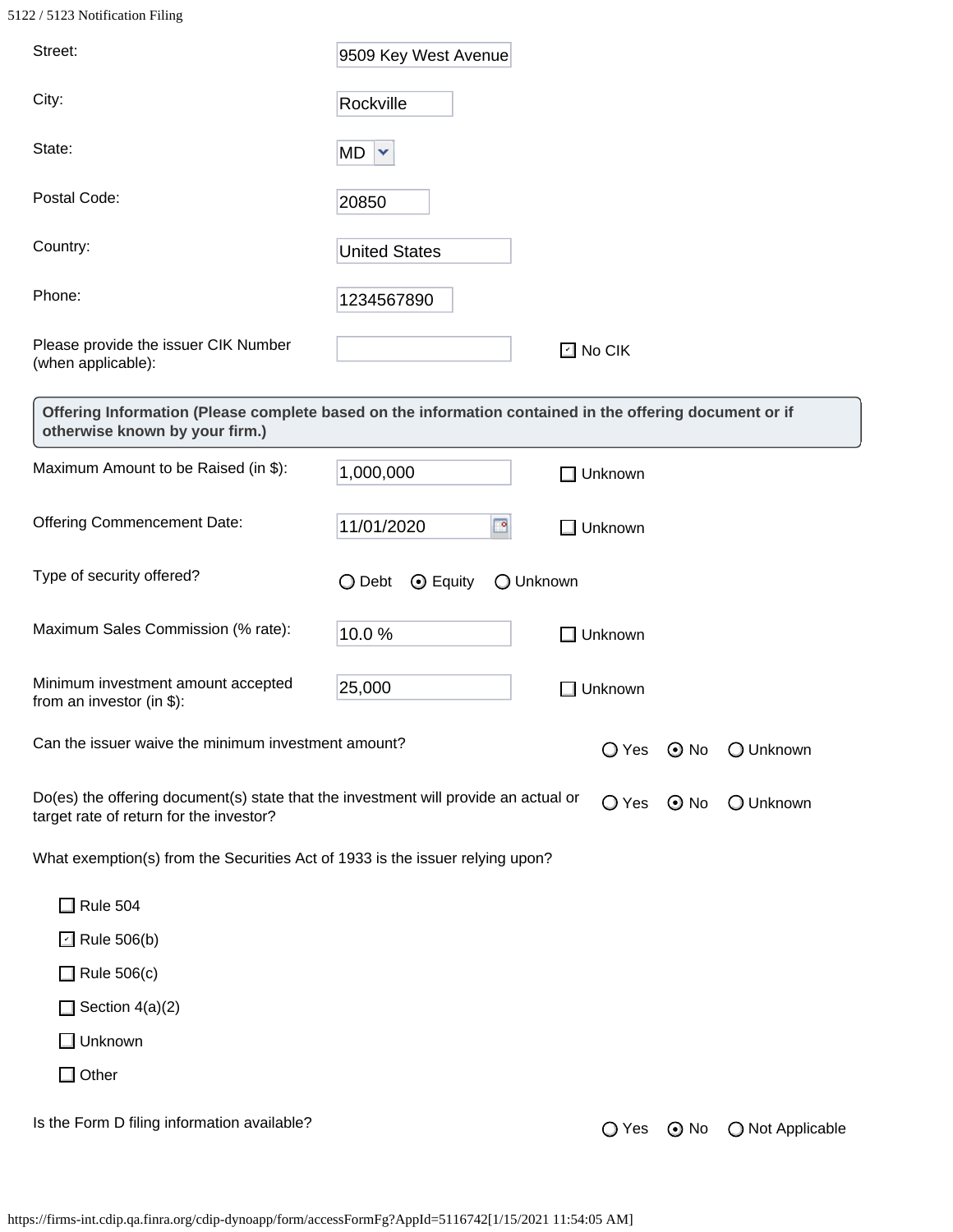Street: 9509 Key West Avenue

City: Rockville

State: MD

Postal Code: 20850

Country: United States

Phone: 1234567890

Please provide the issuer CIK Number (when applicable): ☑ No CIK

**Offering Information (Please complete based on the information contained in the offering document or if otherwise known by your firm.)**

Maximum Amount to be Raised (in $): 1,000,000 ☐ Unknown

Offering Commencement Date: 11/01/2020 ☐ Unknown

Type of security offered? ○ Debt ⦿ Equity ○ Unknown

Maximum Sales Commission (% rate): 10.0 % ☐ Unknown

Minimum investment amount accepted from an investor (in $): 25,000 ☐ Unknown

Can the issuer waive the minimum investment amount? ○ Yes ⦿ No ○ Unknown

Do(es) the offering document(s) state that the investment will provide an actual or target rate of return for the investor? ○ Yes ⦿ No ○ Unknown

What exemption(s) from the Securities Act of 1933 is the issuer relying upon?

- ☐ Rule 504
- ☑ Rule 506(b)
- ☐ Rule 506(c)
- ☐ Section 4(a)(2)
- ☐ Unknown
- ☐ Other

Is the Form D filing information available? ○ Yes ⦿ No ○ Not Applicable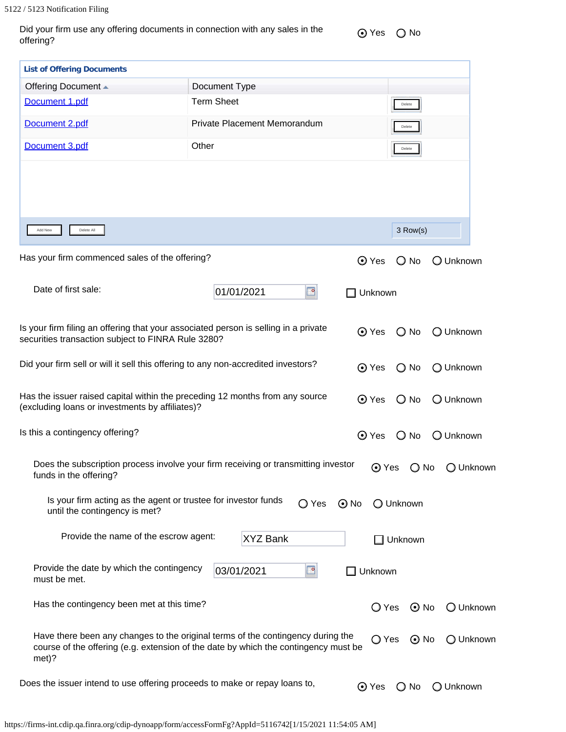Did your firm use any offering documents in connection with any sales in the offering? ⦿ Yes ○ No

**List of Offering Documents**

| Offering Document ▲ | Document Type | |
|---|---|---|
| Document 1.pdf | Term Sheet | Delete |
| Document 2.pdf | Private Placement Memorandum | Delete |
| Document 3.pdf | Other | Delete |

Add New | Delete All | 3 Row(s)

Has your firm commenced sales of the offering? ⦿ Yes ○ No ○ Unknown

Date of first sale: 01/01/2021 ☐ Unknown

Is your firm filing an offering that your associated person is selling in a private securities transaction subject to FINRA Rule 3280? ⦿ Yes ○ No ○ Unknown

Did your firm sell or will it sell this offering to any non-accredited investors? ⦿ Yes ○ No ○ Unknown

Has the issuer raised capital within the preceding 12 months from any source (excluding loans or investments by affiliates)? ⦿ Yes ○ No ○ Unknown

Is this a contingency offering? ⦿ Yes ○ No ○ Unknown

Does the subscription process involve your firm receiving or transmitting investor funds in the offering? ⦿ Yes ○ No ○ Unknown

Is your firm acting as the agent or trustee for investor funds until the contingency is met? ○ Yes ⦿ No ○ Unknown

Provide the name of the escrow agent: XYZ Bank ☐ Unknown

Provide the date by which the contingency must be met. 03/01/2021 ☐ Unknown

Has the contingency been met at this time? ○ Yes ⦿ No ○ Unknown

Have there been any changes to the original terms of the contingency during the course of the offering (e.g. extension of the date by which the contingency must be met)? ○ Yes ⦿ No ○ Unknown

Does the issuer intend to use offering proceeds to make or repay loans to, ⦿ Yes ○ No ○ Unknown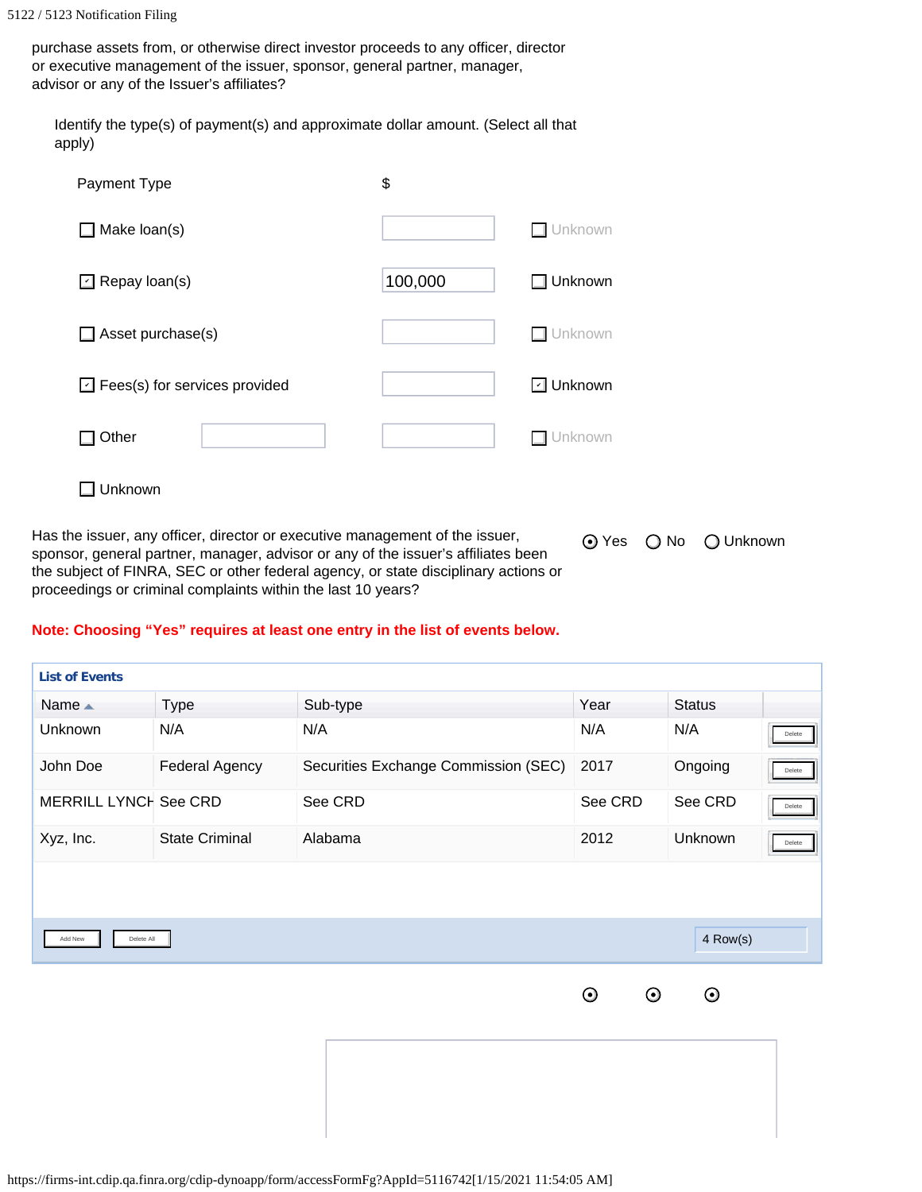purchase assets from, or otherwise direct investor proceeds to any officer, director or executive management of the issuer, sponsor, general partner, manager, advisor or any of the Issuer's affiliates?

Identify the type(s) of payment(s) and approximate dollar amount. (Select all that apply)

| Payment Type | | $ | |
|---|---|---|---|
| ☐ Make loan(s) | | | ☐ Unknown |
| ☑ Repay loan(s) | | 100,000 | ☐ Unknown |
| ☐ Asset purchase(s) | | | ☐ Unknown |
| ☑ Fees(s) for services provided | | | ☑ Unknown |
| ☐ Other | | | ☐ Unknown |
| ☐ Unknown | | | |

Has the issuer, any officer, director or executive management of the issuer, sponsor, general partner, manager, advisor or any of the issuer's affiliates been the subject of FINRA, SEC or other federal agency, or state disciplinary actions or proceedings or criminal complaints within the last 10 years?

◉ Yes ◯ No ◯ Unknown

**Note: Choosing "Yes" requires at least one entry in the list of events below.**

**List of Events**

| Name | Type | Sub-type | Year | Status | |
|---|---|---|---|---|---|
| Unknown | N/A | N/A | N/A | N/A | Delete |
| John Doe | Federal Agency | Securities Exchange Commission (SEC) | 2017 | Ongoing | Delete |
| MERRILL LYNCH | See CRD | See CRD | See CRD | See CRD | Delete |
| Xyz, Inc. | State Criminal | Alabama | 2012 | Unknown | Delete |

Add New | Delete All | 4 Row(s)

◉ ◉ ◉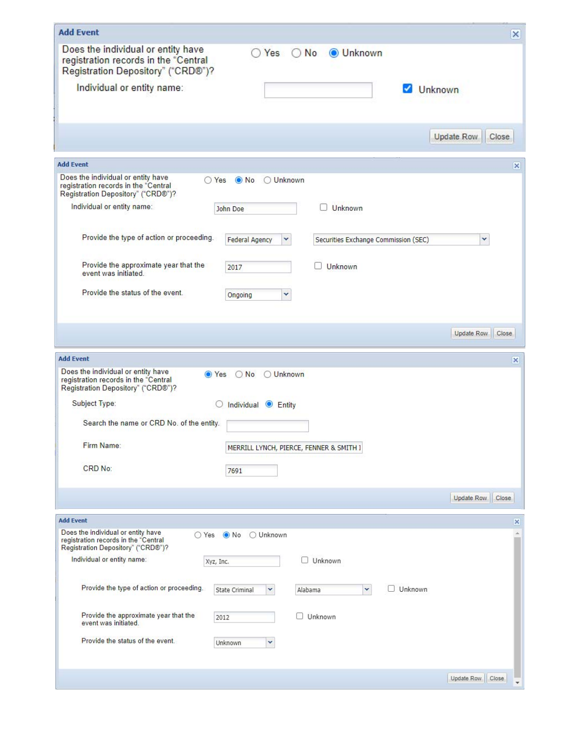**Add Event**

Does the individual or entity have registration records in the "Central Registration Depository" ("CRD®")? ○ Yes ○ No ◉ Unknown

Individual or entity name: [ ] ☑ Unknown

Update Row | Close

**Add Event**

Does the individual or entity have registration records in the "Central Registration Depository" ("CRD®")? ○ Yes ◉ No ○ Unknown

Individual or entity name: John Doe ☐ Unknown

Provide the type of action or proceeding. Federal Agency | Securities Exchange Commission (SEC)

Provide the approximate year that the event was initiated. 2017 ☐ Unknown

Provide the status of the event. Ongoing

Update Row | Close

**Add Event**

Does the individual or entity have registration records in the "Central Registration Depository" ("CRD®")? ◉ Yes ○ No ○ Unknown

Subject Type: ○ Individual ◉ Entity

Search the name or CRD No. of the entity. [ ]

Firm Name: MERRILL LYNCH, PIERCE, FENNER & SMITH I

CRD No: 7691

Update Row | Close

**Add Event**

Does the individual or entity have registration records in the "Central Registration Depository" ("CRD®")? ○ Yes ◉ No ○ Unknown

Individual or entity name: Xyz, Inc. ☐ Unknown

Provide the type of action or proceeding. State Criminal | Alabama ☐ Unknown

Provide the approximate year that the event was initiated. 2012 ☐ Unknown

Provide the status of the event. Unknown

Update Row | Close